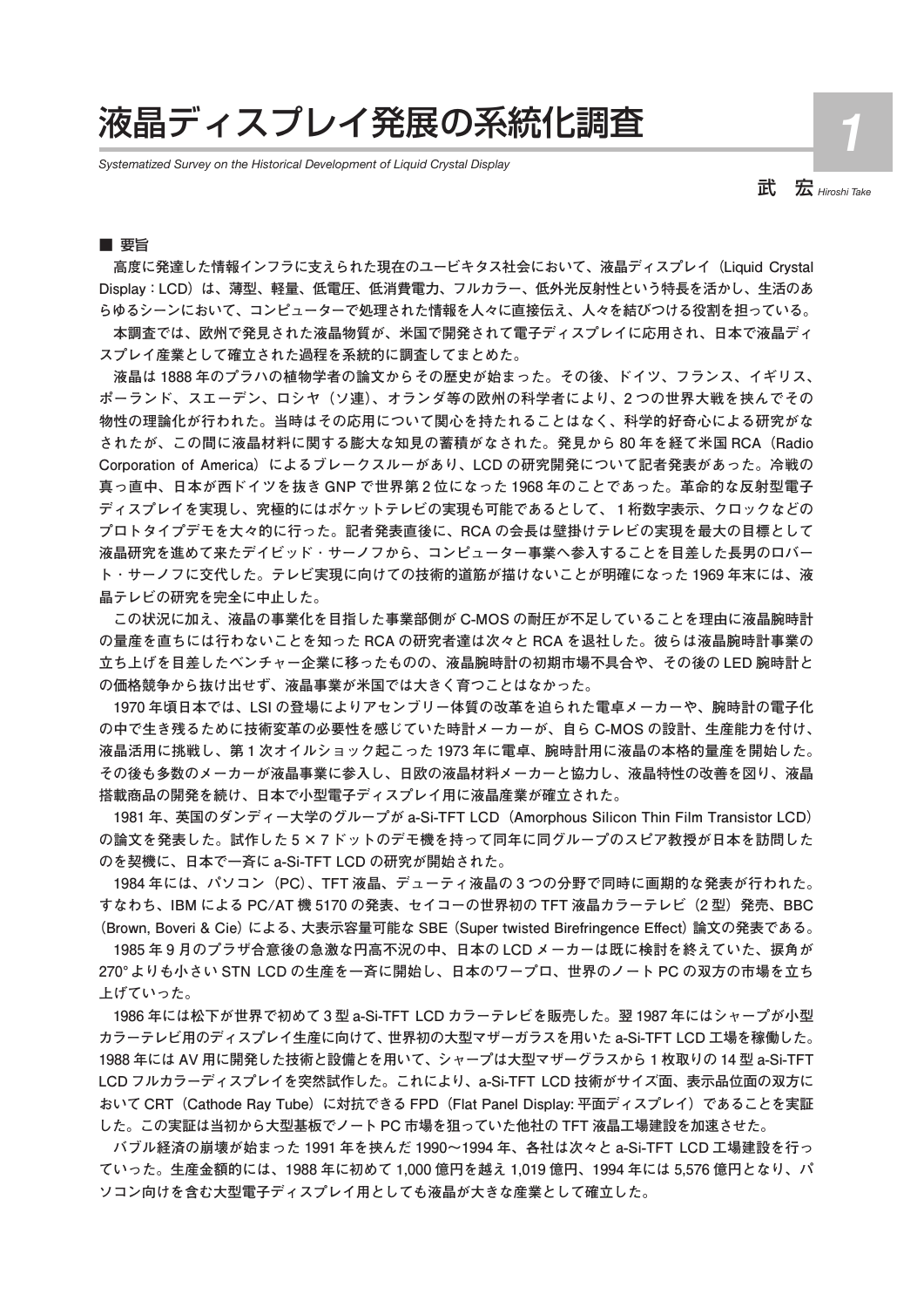# 液晶ディスプレイ発展の系統化調査

*Systematized Survey on the Historical Development of Liquid Crystal Display*

武　宏 *Hiroshi Take*

■ 要旨

高度に発達した情報インフラに支えられた現在のユービキタス社会において、液晶ディスプレイ（Liquid Crystal Display：LCD）は、薄型、軽量、低電圧、低消費電力、フルカラー、低外光反射性という特長を活かし、生活のあらゆるシーンにおいて、コンピューターで処理された情報を人々に直接伝え、人々を結びつける役割を担っている。

本調査では、欧州で発見された液晶物質が、米国で開発されて電子ディスプレイに応用され、日本で液晶ディスプレイ産業として確立された過程を系統的に調査してまとめた。

液晶は 1888 年のプラハの植物学者の論文からその歴史が始まった。その後、ドイツ、フランス、イギリス、ポーランド、スエーデン、ロシヤ（ソ連）、オランダ等の欧州の科学者により、2 つの世界大戦を挟んでその物性の理論化が行われた。当時はその応用について関心を持たれることはなく、科学的好奇心による研究がなされたが、この間に液晶材料に関する膨大な知見の蓄積がなされた。発見から 80 年を経て米国 RCA（Radio Corporation of America）によるブレークスルーがあり、LCD の研究開発について記者発表があった。冷戦の真っ直中、日本が西ドイツを抜き GNP で世界第 2 位になった 1968 年のことであった。革命的な反射型電子ディスプレイを実現し、究極的にはポケットテレビの実現も可能であるとして、 1 桁数字表示、クロックなどのプロトタイプデモを大々的に行った。記者発表直後に、RCA の会長は壁掛けテレビの実現を最大の目標として液晶研究を進めて来たデイビッド・サーノフから、コンピューター事業へ参入することを目差した長男のロバート・サーノフに交代した。テレビ実現に向けての技術的道筋が描けないことが明確になった 1969 年末には、液晶テレビの研究を完全に中止した。

この状況に加え、液晶の事業化を目指した事業部側が C-MOS の耐圧が不足していることを理由に液晶腕時計の量産を直ちには行わないことを知った RCA の研究者達は次々と RCA を退社した。彼らは液晶腕時計事業の立ち上げを目差したベンチャー企業に移ったものの、液晶腕時計の初期市場不具合や、その後の LED 腕時計との価格競争から抜け出せず、液晶事業が米国では大きく育つことはなかった。

1970 年頃日本では、LSI の登場によりアセンブリー体質の改革を迫られた電卓メーカーや、腕時計の電子化の中で生き残るために技術変革の必要性を感じていた時計メーカーが、自ら C-MOS の設計、生産能力を付け、液晶活用に挑戦し、第 1 次オイルショック起こった 1973 年に電卓、腕時計用に液晶の本格的量産を開始した。その後も多数のメーカーが液晶事業に参入し、日欧の液晶材料メーカーと協力し、液晶特性の改善を図り、液晶搭載商品の開発を続け、日本で小型電子ディスプレイ用に液晶産業が確立された。

1981 年、英国のダンディー大学のグループが a-Si-TFT LCD（Amorphous Silicon Thin Film Transistor LCD）の論文を発表した。試作した 5 × 7 ドットのデモ機を持って同年に同グループのスピア教授が日本を訪問したのを契機に、日本で一斉に a-Si-TFT LCD の研究が開始された。

1984 年には、パソコン（PC）、TFT 液晶、デューティ液晶の 3 つの分野で同時に画期的な発表が行われた。すなわち、IBM による PC/AT 機 5170 の発表、セイコーの世界初の TFT 液晶カラーテレビ（2 型）発売、BBC（Brown, Boveri & Cie）による、大表示容量可能な SBE（Super twisted Birefringence Effect）論文の発表である。

1985 年 9 月のプラザ合意後の急激な円高不況の中、日本の LCD メーカーは既に検討を終えていた、捩角が 270° よりも小さい STN LCD の生産を一斉に開始し、日本のワープロ、世界のノート PC の双方の市場を立ち上げていった。

1986 年には松下が世界で初めて 3 型 a-Si-TFT LCD カラーテレビを販売した。翌 1987 年にはシャープが小型カラーテレビ用のディスプレイ生産に向けて、世界初の大型マザーガラスを用いた a-Si-TFT LCD 工場を稼働した。1988 年には AV 用に開発した技術と設備とを用いて、シャープは大型マザーグラスから 1 枚取りの 14 型 a-Si-TFT LCD フルカラーディスプレイを突然試作した。これにより、a-Si-TFT LCD 技術がサイズ面、表示品位面の双方において CRT（Cathode Ray Tube）に対抗できる FPD（Flat Panel Display: 平面ディスプレイ）であることを実証した。この実証は当初から大型基板でノート PC 市場を狙っていた他社の TFT 液晶工場建設を加速させた。

バブル経済の崩壊が始まった 1991 年を挟んだ 1990～1994 年、各社は次々と a-Si-TFT LCD 工場建設を行っていった。生産金額的には、1988 年に初めて 1,000 億円を越え 1,019 億円、1994 年には 5,576 億円となり、パソコン向けを含む大型電子ディスプレイ用としても液晶が大きな産業として確立した。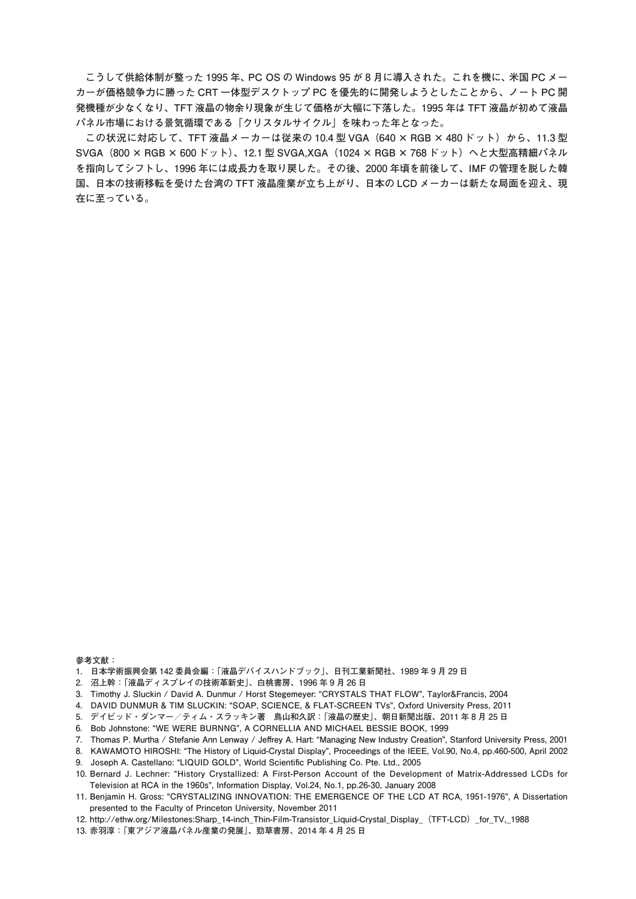こうして供給体制が整った 1995 年、PC OS の Windows 95 が 8 月に導入された。これを機に、米国 PC メーカーが価格競争力に勝った CRT 一体型デスクトップ PC を優先的に開発しようとしたことから、ノート PC 開発機種が少なくなり、TFT 液晶の物余り現象が生じて価格が大幅に下落した。1995 年は TFT 液晶が初めて液晶パネル市場における景気循環である「クリスタルサイクル」を味わった年となった。

この状況に対応して、TFT 液晶メーカーは従来の 10.4 型 VGA（640 × RGB × 480 ドット）から、11.3 型 SVGA（800 × RGB × 600 ドット）、12.1 型 SVGA,XGA（1024 × RGB × 768 ドット）へと大型高精細パネルを指向してシフトし、1996 年には成長力を取り戻した。その後、2000 年頃を前後して、IMF の管理を脱した韓国、日本の技術移転を受けた台湾の TFT 液晶産業が立ち上がり、日本の LCD メーカーは新たな局面を迎え、現在に至っている。

参考文献：

1. 日本学術振興会第 142 委員会編：「液晶デバイスハンドブック」、日刊工業新聞社、1989 年 9 月 29 日
2. 沼上幹：「液晶ディスプレイの技術革新史」、白桃書房、1996 年 9 月 26 日
3. Timothy J. Sluckin / David A. Dunmur / Horst Stegemeyer: "CRYSTALS THAT FLOW", Taylor&Francis, 2004
4. DAVID DUNMUR & TIM SLUCKIN: "SOAP, SCIENCE, & FLAT-SCREEN TVs", Oxford University Press, 2011
5. デイビッド・ダンマー／ティム・スラッキン著　鳥山和久訳：「液晶の歴史」、朝日新聞出版、2011 年 8 月 25 日
6. Bob Johnstone: "WE WERE BURNNG", A CORNELLIA AND MICHAEL BESSIE BOOK, 1999
7. Thomas P. Murtha / Stefanie Ann Lenway / Jeffrey A. Hart: "Managing New Industry Creation", Stanford University Press, 2001
8. KAWAMOTO HIROSHI: "The History of Liquid-Crystal Display", Proceedings of the IEEE, Vol.90, No.4, pp.460-500, April 2002
9. Joseph A. Castellano: "LIQUID GOLD", World Scientific Publishing Co. Pte. Ltd., 2005
10. Bernard J. Lechner: "History Crystallized: A First-Person Account of the Development of Matrix-Addressed LCDs for Television at RCA in the 1960s", Information Display, Vol.24, No.1, pp.26-30, January 2008
11. Benjamin H. Gross: "CRYSTALIZING INNOVATION: THE EMERGENCE OF THE LCD AT RCA, 1951-1976", A Dissertation presented to the Faculty of Princeton University, November 2011
12. http://ethw.org/Milestones:Sharp_14-inch_Thin-Film-Transistor_Liquid-Crystal_Display_（TFT-LCD）_for_TV,_1988
13. 赤羽淳：「東アジア液晶パネル産業の発展」、勁草書房、2014 年 4 月 25 日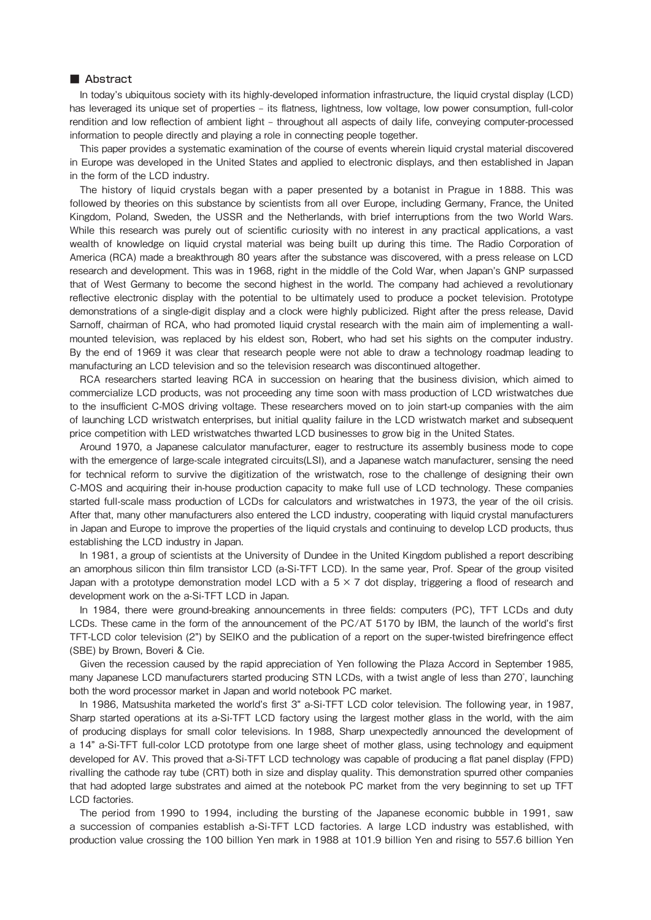## ■ Abstract

In today's ubiquitous society with its highly-developed information infrastructure, the liquid crystal display (LCD) has leveraged its unique set of properties – its flatness, lightness, low voltage, low power consumption, full-color rendition and low reflection of ambient light – throughout all aspects of daily life, conveying computer-processed information to people directly and playing a role in connecting people together.

This paper provides a systematic examination of the course of events wherein liquid crystal material discovered in Europe was developed in the United States and applied to electronic displays, and then established in Japan in the form of the LCD industry.

The history of liquid crystals began with a paper presented by a botanist in Prague in 1888. This was followed by theories on this substance by scientists from all over Europe, including Germany, France, the United Kingdom, Poland, Sweden, the USSR and the Netherlands, with brief interruptions from the two World Wars. While this research was purely out of scientific curiosity with no interest in any practical applications, a vast wealth of knowledge on liquid crystal material was being built up during this time. The Radio Corporation of America (RCA) made a breakthrough 80 years after the substance was discovered, with a press release on LCD research and development. This was in 1968, right in the middle of the Cold War, when Japan's GNP surpassed that of West Germany to become the second highest in the world. The company had achieved a revolutionary reflective electronic display with the potential to be ultimately used to produce a pocket television. Prototype demonstrations of a single-digit display and a clock were highly publicized. Right after the press release, David Sarnoff, chairman of RCA, who had promoted liquid crystal research with the main aim of implementing a wall-mounted television, was replaced by his eldest son, Robert, who had set his sights on the computer industry. By the end of 1969 it was clear that research people were not able to draw a technology roadmap leading to manufacturing an LCD television and so the television research was discontinued altogether.

RCA researchers started leaving RCA in succession on hearing that the business division, which aimed to commercialize LCD products, was not proceeding any time soon with mass production of LCD wristwatches due to the insufficient C-MOS driving voltage. These researchers moved on to join start-up companies with the aim of launching LCD wristwatch enterprises, but initial quality failure in the LCD wristwatch market and subsequent price competition with LED wristwatches thwarted LCD businesses to grow big in the United States.

Around 1970, a Japanese calculator manufacturer, eager to restructure its assembly business mode to cope with the emergence of large-scale integrated circuits(LSI), and a Japanese watch manufacturer, sensing the need for technical reform to survive the digitization of the wristwatch, rose to the challenge of designing their own C-MOS and acquiring their in-house production capacity to make full use of LCD technology. These companies started full-scale mass production of LCDs for calculators and wristwatches in 1973, the year of the oil crisis. After that, many other manufacturers also entered the LCD industry, cooperating with liquid crystal manufacturers in Japan and Europe to improve the properties of the liquid crystals and continuing to develop LCD products, thus establishing the LCD industry in Japan.

In 1981, a group of scientists at the University of Dundee in the United Kingdom published a report describing an amorphous silicon thin film transistor LCD (a-Si-TFT LCD). In the same year, Prof. Spear of the group visited Japan with a prototype demonstration model LCD with a $5 \times 7$ dot display, triggering a flood of research and development work on the a-Si-TFT LCD in Japan.

In 1984, there were ground-breaking announcements in three fields: computers (PC), TFT LCDs and duty LCDs. These came in the form of the announcement of the PC/AT 5170 by IBM, the launch of the world's first TFT-LCD color television (2") by SEIKO and the publication of a report on the super-twisted birefringence effect (SBE) by Brown, Boveri & Cie.

Given the recession caused by the rapid appreciation of Yen following the Plaza Accord in September 1985, many Japanese LCD manufacturers started producing STN LCDs, with a twist angle of less than 270°, launching both the word processor market in Japan and world notebook PC market.

In 1986, Matsushita marketed the world's first 3" a-Si-TFT LCD color television. The following year, in 1987, Sharp started operations at its a-Si-TFT LCD factory using the largest mother glass in the world, with the aim of producing displays for small color televisions. In 1988, Sharp unexpectedly announced the development of a 14" a-Si-TFT full-color LCD prototype from one large sheet of mother glass, using technology and equipment developed for AV. This proved that a-Si-TFT LCD technology was capable of producing a flat panel display (FPD) rivalling the cathode ray tube (CRT) both in size and display quality. This demonstration spurred other companies that had adopted large substrates and aimed at the notebook PC market from the very beginning to set up TFT LCD factories.

The period from 1990 to 1994, including the bursting of the Japanese economic bubble in 1991, saw a succession of companies establish a-Si-TFT LCD factories. A large LCD industry was established, with production value crossing the 100 billion Yen mark in 1988 at 101.9 billion Yen and rising to 557.6 billion Yen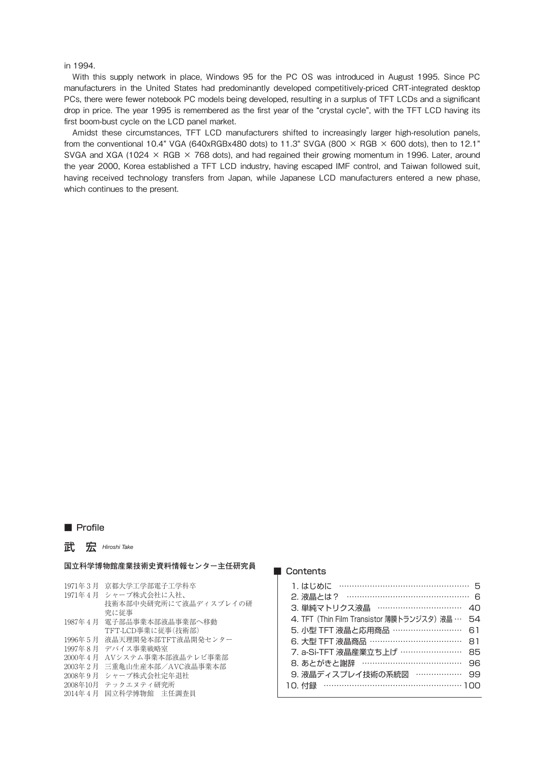in 1994.

With this supply network in place, Windows 95 for the PC OS was introduced in August 1995. Since PC manufacturers in the United States had predominantly developed competitively-priced CRT-integrated desktop PCs, there were fewer notebook PC models being developed, resulting in a surplus of TFT LCDs and a significant drop in price. The year 1995 is remembered as the first year of the "crystal cycle", with the TFT LCD having its first boom-bust cycle on the LCD panel market.

Amidst these circumstances, TFT LCD manufacturers shifted to increasingly larger high-resolution panels, from the conventional 10.4" VGA (640xRGBx480 dots) to 11.3" SVGA (800 × RGB × 600 dots), then to 12.1" SVGA and XGA (1024 × RGB × 768 dots), and had regained their growing momentum in 1996. Later, around the year 2000, Korea established a TFT LCD industry, having escaped IMF control, and Taiwan followed suit, having received technology transfers from Japan, while Japanese LCD manufacturers entered a new phase, which continues to the present.

## ■ Profile

**武　宏** *Hiroshi Take*

**国立科学博物館産業技術史資料情報センター主任研究員**

| | |
|---|---|
| 1971年３月 | 京都大学工学部電子工学科卒 |
| 1971年４月 | シャープ株式会社に入社、技術本部中央研究所にて液晶ディスプレイの研究に従事 |
| 1987年４月 | 電子部品事業本部液晶事業部へ移動 TFT-LCD事業に従事（技術部） |
| 1996年５月 | 液晶天理開発本部TFT液晶開発センター |
| 1997年８月 | デバイス事業戦略室 |
| 2000年４月 | AVシステム事業本部液晶テレビ事業部 |
| 2003年２月 | 三重亀山生産本部／AVC液晶事業本部 |
| 2008年９月 | シャープ株式会社定年退社 |
| 2008年10月 | テックエヌティ研究所 |
| 2014年４月 | 国立科学博物館　主任調査員 |

## ■ Contents

| | |
|---|---|
| 1. はじめに | 5 |
| 2. 液晶とは？ | 6 |
| 3. 単純マトリクス液晶 | 40 |
| 4. TFT（Thin Film Transistor 薄膜トランジスタ）液晶 | 54 |
| 5. 小型 TFT 液晶と応用商品 | 61 |
| 6. 大型 TFT 液晶商品 | 81 |
| 7. a-Si-TFT 液晶産業立ち上げ | 85 |
| 8. あとがきと謝辞 | 96 |
| 9. 液晶ディスプレイ技術の系統図 | 99 |
| 10. 付録 | 100 |